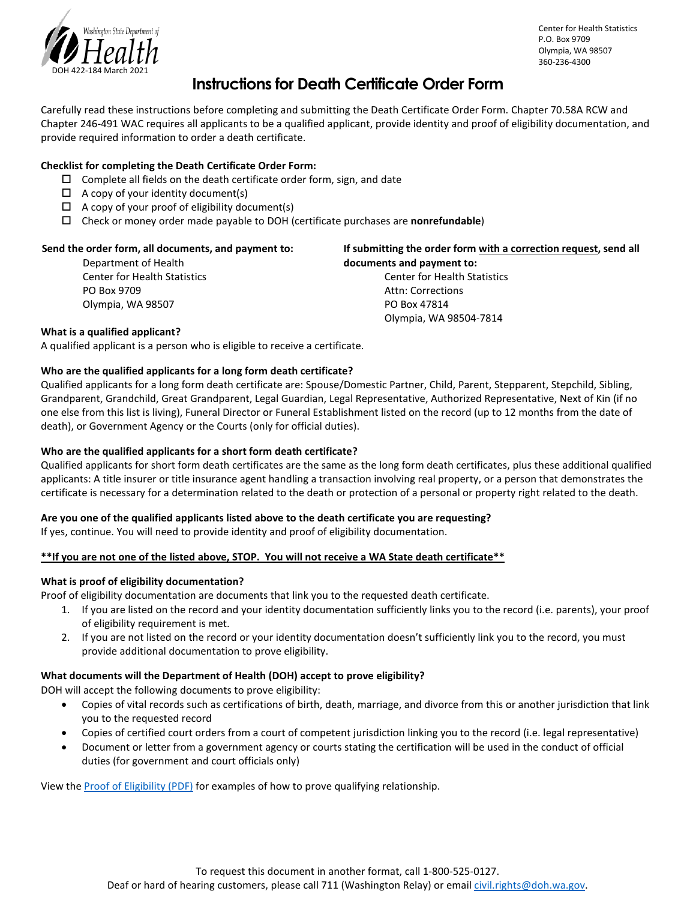Washington State Department of Health

DOH 422-184 March 2021

Center for Health Statistics
P.O. Box 9709
Olympia, WA 98507
360-236-4300

# Instructions for Death Certificate Order Form

Carefully read these instructions before completing and submitting the Death Certificate Order Form. Chapter 70.58A RCW and Chapter 246-491 WAC requires all applicants to be a qualified applicant, provide identity and proof of eligibility documentation, and provide required information to order a death certificate.

**Checklist for completing the Death Certificate Order Form:**

- ☐ Complete all fields on the death certificate order form, sign, and date
- ☐ A copy of your identity document(s)
- ☐ A copy of your proof of eligibility document(s)
- ☐ Check or money order made payable to DOH (certificate purchases are **nonrefundable**)

**Send the order form, all documents, and payment to:**

Department of Health
Center for Health Statistics
PO Box 9709
Olympia, WA 98507

**If submitting the order form <u>with a correction request</u>, send all documents and payment to:**

Center for Health Statistics
Attn: Corrections
PO Box 47814
Olympia, WA 98504-7814

**What is a qualified applicant?**
A qualified applicant is a person who is eligible to receive a certificate.

**Who are the qualified applicants for a long form death certificate?**
Qualified applicants for a long form death certificate are: Spouse/Domestic Partner, Child, Parent, Stepparent, Stepchild, Sibling, Grandparent, Grandchild, Great Grandparent, Legal Guardian, Legal Representative, Authorized Representative, Next of Kin (if no one else from this list is living), Funeral Director or Funeral Establishment listed on the record (up to 12 months from the date of death), or Government Agency or the Courts (only for official duties).

**Who are the qualified applicants for a short form death certificate?**
Qualified applicants for short form death certificates are the same as the long form death certificates, plus these additional qualified applicants: A title insurer or title insurance agent handling a transaction involving real property, or a person that demonstrates the certificate is necessary for a determination related to the death or protection of a personal or property right related to the death.

**Are you one of the qualified applicants listed above to the death certificate you are requesting?**
If yes, continue. You will need to provide identity and proof of eligibility documentation.

**<u>**If you are not one of the listed above, STOP. You will not receive a WA State death certificate**</u>**

**What is proof of eligibility documentation?**
Proof of eligibility documentation are documents that link you to the requested death certificate.

1. If you are listed on the record and your identity documentation sufficiently links you to the record (i.e. parents), your proof of eligibility requirement is met.
2. If you are not listed on the record or your identity documentation doesn't sufficiently link you to the record, you must provide additional documentation to prove eligibility.

**What documents will the Department of Health (DOH) accept to prove eligibility?**
DOH will accept the following documents to prove eligibility:

- Copies of vital records such as certifications of birth, death, marriage, and divorce from this or another jurisdiction that link you to the requested record
- Copies of certified court orders from a court of competent jurisdiction linking you to the record (i.e. legal representative)
- Document or letter from a government agency or courts stating the certification will be used in the conduct of official duties (for government and court officials only)

View the Proof of Eligibility (PDF) for examples of how to prove qualifying relationship.

To request this document in another format, call 1-800-525-0127.
Deaf or hard of hearing customers, please call 711 (Washington Relay) or email civil.rights@doh.wa.gov.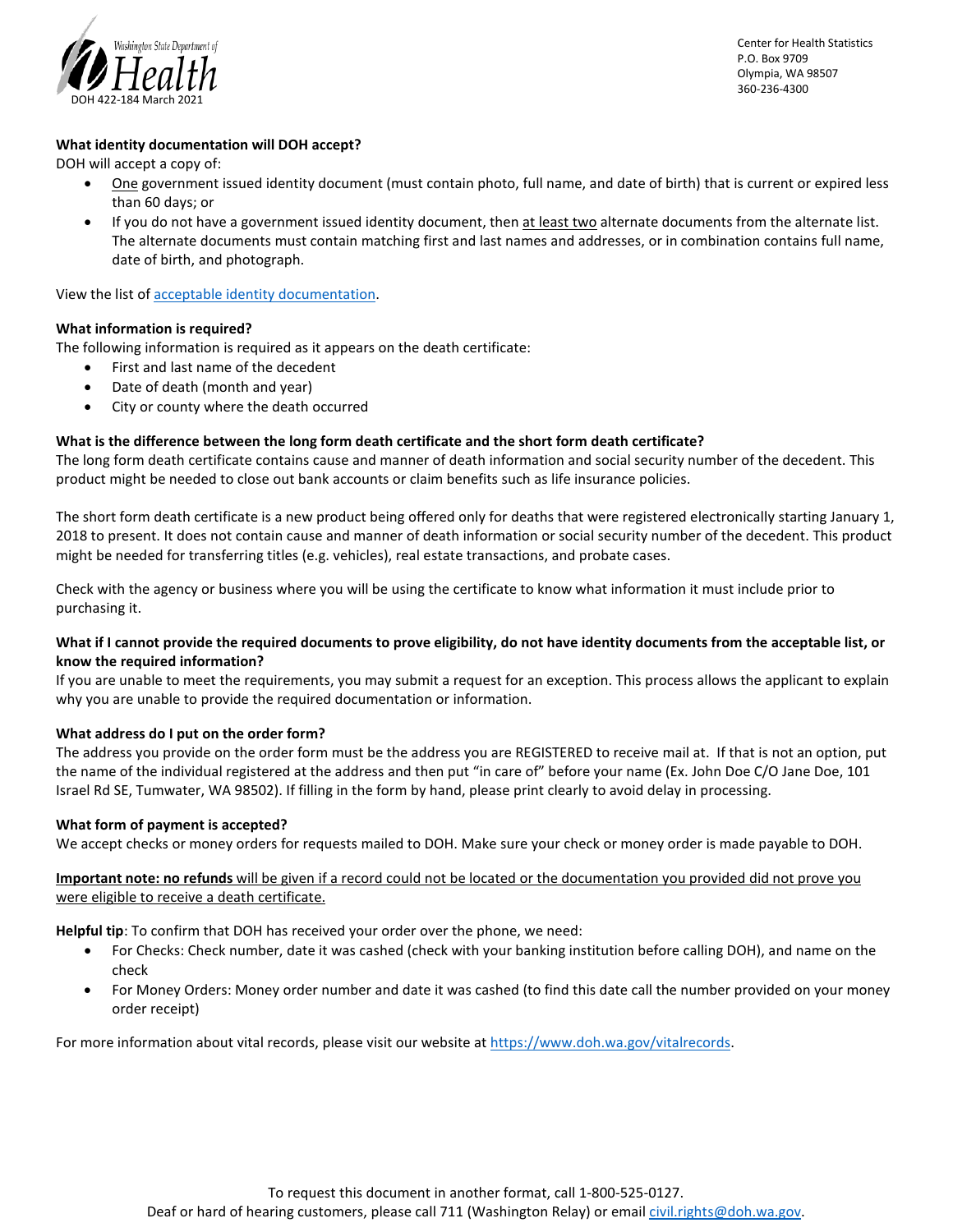**What identity documentation will DOH accept?**

DOH will accept a copy of:

- One government issued identity document (must contain photo, full name, and date of birth) that is current or expired less than 60 days; or
- If you do not have a government issued identity document, then at least two alternate documents from the alternate list. The alternate documents must contain matching first and last names and addresses, or in combination contains full name, date of birth, and photograph.

View the list of acceptable identity documentation.

**What information is required?**

The following information is required as it appears on the death certificate:

- First and last name of the decedent
- Date of death (month and year)
- City or county where the death occurred

**What is the difference between the long form death certificate and the short form death certificate?**

The long form death certificate contains cause and manner of death information and social security number of the decedent. This product might be needed to close out bank accounts or claim benefits such as life insurance policies.

The short form death certificate is a new product being offered only for deaths that were registered electronically starting January 1, 2018 to present. It does not contain cause and manner of death information or social security number of the decedent. This product might be needed for transferring titles (e.g. vehicles), real estate transactions, and probate cases.

Check with the agency or business where you will be using the certificate to know what information it must include prior to purchasing it.

**What if I cannot provide the required documents to prove eligibility, do not have identity documents from the acceptable list, or know the required information?**

If you are unable to meet the requirements, you may submit a request for an exception. This process allows the applicant to explain why you are unable to provide the required documentation or information.

**What address do I put on the order form?**

The address you provide on the order form must be the address you are REGISTERED to receive mail at. If that is not an option, put the name of the individual registered at the address and then put "in care of" before your name (Ex. John Doe C/O Jane Doe, 101 Israel Rd SE, Tumwater, WA 98502). If filling in the form by hand, please print clearly to avoid delay in processing.

**What form of payment is accepted?**

We accept checks or money orders for requests mailed to DOH. Make sure your check or money order is made payable to DOH.

**Important note: no refunds** will be given if a record could not be located or the documentation you provided did not prove you were eligible to receive a death certificate.

**Helpful tip**: To confirm that DOH has received your order over the phone, we need:

- For Checks: Check number, date it was cashed (check with your banking institution before calling DOH), and name on the check
- For Money Orders: Money order number and date it was cashed (to find this date call the number provided on your money order receipt)

For more information about vital records, please visit our website at https://www.doh.wa.gov/vitalrecords.

To request this document in another format, call 1-800-525-0127.
Deaf or hard of hearing customers, please call 711 (Washington Relay) or email civil.rights@doh.wa.gov.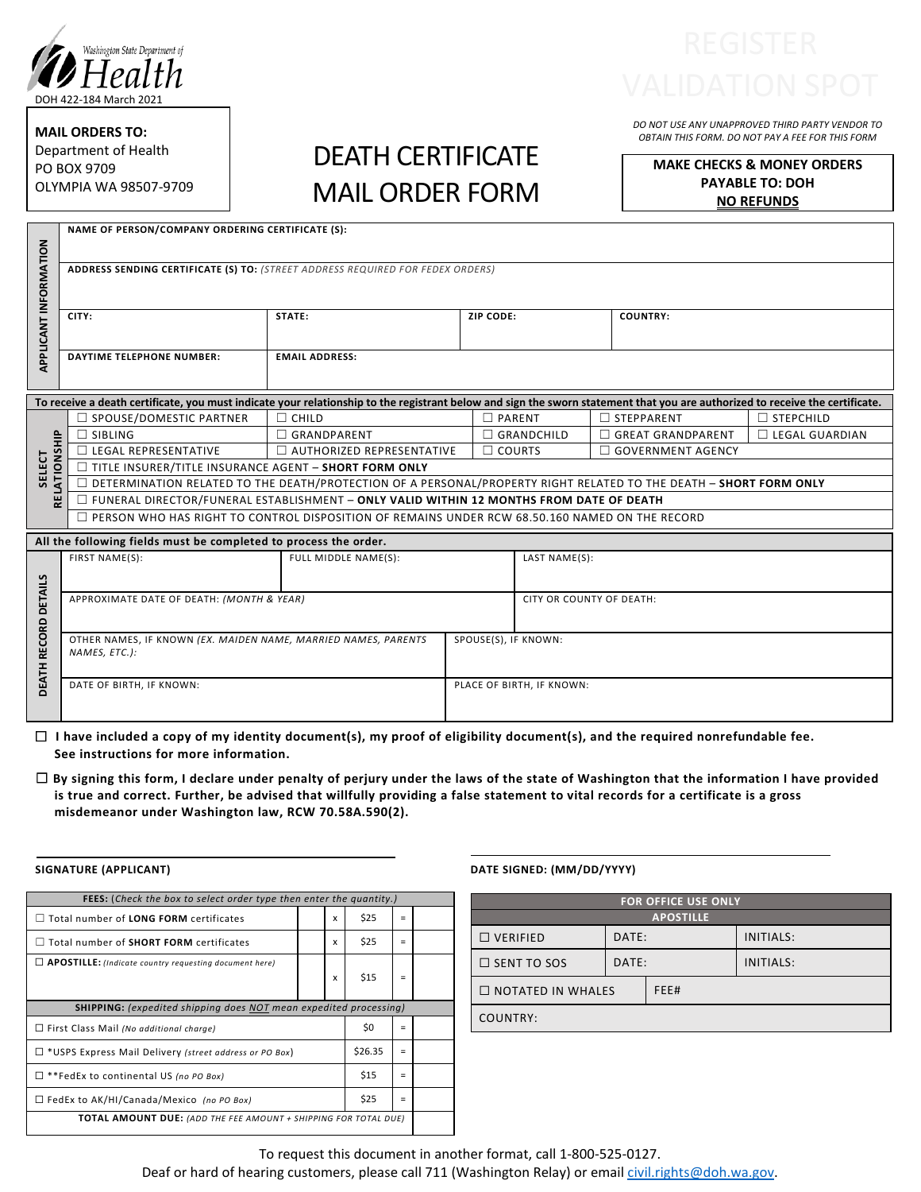Washington State Department of Health

DOH 422-184 March 2021

REGISTER VALIDATION SPOT

**MAIL ORDERS TO:**
Department of Health
PO BOX 9709
OLYMPIA WA 98507-9709

# DEATH CERTIFICATE MAIL ORDER FORM

*DO NOT USE ANY UNAPPROVED THIRD PARTY VENDOR TO OBTAIN THIS FORM. DO NOT PAY A FEE FOR THIS FORM*

**MAKE CHECKS & MONEY ORDERS PAYABLE TO: DOH**
**NO REFUNDS**

## APPLICANT INFORMATION

| | | | |
|---|---|---|---|
| **NAME OF PERSON/COMPANY ORDERING CERTIFICATE (S):** | | | |
| **ADDRESS SENDING CERTIFICATE (S) TO:** *(STREET ADDRESS REQUIRED FOR FEDEX ORDERS)* | | | |
| **CITY:** | **STATE:** | **ZIP CODE:** | **COUNTRY:** |
| **DAYTIME TELEPHONE NUMBER:** | **EMAIL ADDRESS:** | | |

**To receive a death certificate, you must indicate your relationship to the registrant below and sign the sworn statement that you are authorized to receive the certificate.**

## SELECT RELATIONSHIP

| | | | | |
|---|---|---|---|---|
| ☐ SPOUSE/DOMESTIC PARTNER | ☐ CHILD | ☐ PARENT | ☐ STEPPARENT | ☐ STEPCHILD |
| ☐ SIBLING | ☐ GRANDPARENT | ☐ GRANDCHILD | ☐ GREAT GRANDPARENT | ☐ LEGAL GUARDIAN |
| ☐ LEGAL REPRESENTATIVE | ☐ AUTHORIZED REPRESENTATIVE | ☐ COURTS | ☐ GOVERNMENT AGENCY | |

☐ TITLE INSURER/TITLE INSURANCE AGENT – **SHORT FORM ONLY**

☐ DETERMINATION RELATED TO THE DEATH/PROTECTION OF A PERSONAL/PROPERTY RIGHT RELATED TO THE DEATH – **SHORT FORM ONLY**

☐ FUNERAL DIRECTOR/FUNERAL ESTABLISHMENT – **ONLY VALID WITHIN 12 MONTHS FROM DATE OF DEATH**

☐ PERSON WHO HAS RIGHT TO CONTROL DISPOSITION OF REMAINS UNDER RCW 68.50.160 NAMED ON THE RECORD

**All the following fields must be completed to process the order.**

## DEATH RECORD DETAILS

| | | |
|---|---|---|
| FIRST NAME(S): | FULL MIDDLE NAME(S): | LAST NAME(S): |
| APPROXIMATE DATE OF DEATH: *(MONTH & YEAR)* | | CITY OR COUNTY OF DEATH: |
| OTHER NAMES, IF KNOWN *(EX. MAIDEN NAME, MARRIED NAMES, PARENTS NAMES, ETC.)*: | SPOUSE(S), IF KNOWN: | |
| DATE OF BIRTH, IF KNOWN: | PLACE OF BIRTH, IF KNOWN: | |

☐ **I have included a copy of my identity document(s), my proof of eligibility document(s), and the required nonrefundable fee. See instructions for more information.**

☐ **By signing this form, I declare under penalty of perjury under the laws of the state of Washington that the information I have provided is true and correct. Further, be advised that willfully providing a false statement to vital records for a certificate is a gross misdemeanor under Washington law, RCW 70.58A.590(2).**

**SIGNATURE (APPLICANT)**

**DATE SIGNED: (MM/DD/YYYY)**

| **FEES:** *(Check the box to select order type then enter the quantity.)* | | | | | |
|---|---|---|---|---|---|
| ☐ Total number of **LONG FORM** certificates | | x | $25 | = | |
| ☐ Total number of **SHORT FORM** certificates | | x | $25 | = | |
| ☐ **APOSTILLE:** *(Indicate country requesting document here)* | | x | $15 | = | |
| **SHIPPING:** *(expedited shipping does NOT mean expedited processing)* | | | | | |
| ☐ First Class Mail *(No additional charge)* | | | $0 | = | |
| ☐ *USPS Express Mail Delivery *(street address or PO Box)* | | | $26.35 | = | |
| ☐ **FedEx to continental US *(no PO Box)* | | | $15 | = | |
| ☐ FedEx to AK/HI/Canada/Mexico *(no PO Box)* | | | $25 | = | |
| **TOTAL AMOUNT DUE:** *(ADD THE FEE AMOUNT + SHIPPING FOR TOTAL DUE)* | | | | | |

| **FOR OFFICE USE ONLY** | | |
|---|---|---|
| **APOSTILLE** | | |
| ☐ VERIFIED | DATE: | INITIALS: |
| ☐ SENT TO SOS | DATE: | INITIALS: |
| ☐ NOTATED IN WHALES | FEE# | |
| COUNTRY: | | |

To request this document in another format, call 1-800-525-0127.
Deaf or hard of hearing customers, please call 711 (Washington Relay) or email civil.rights@doh.wa.gov.